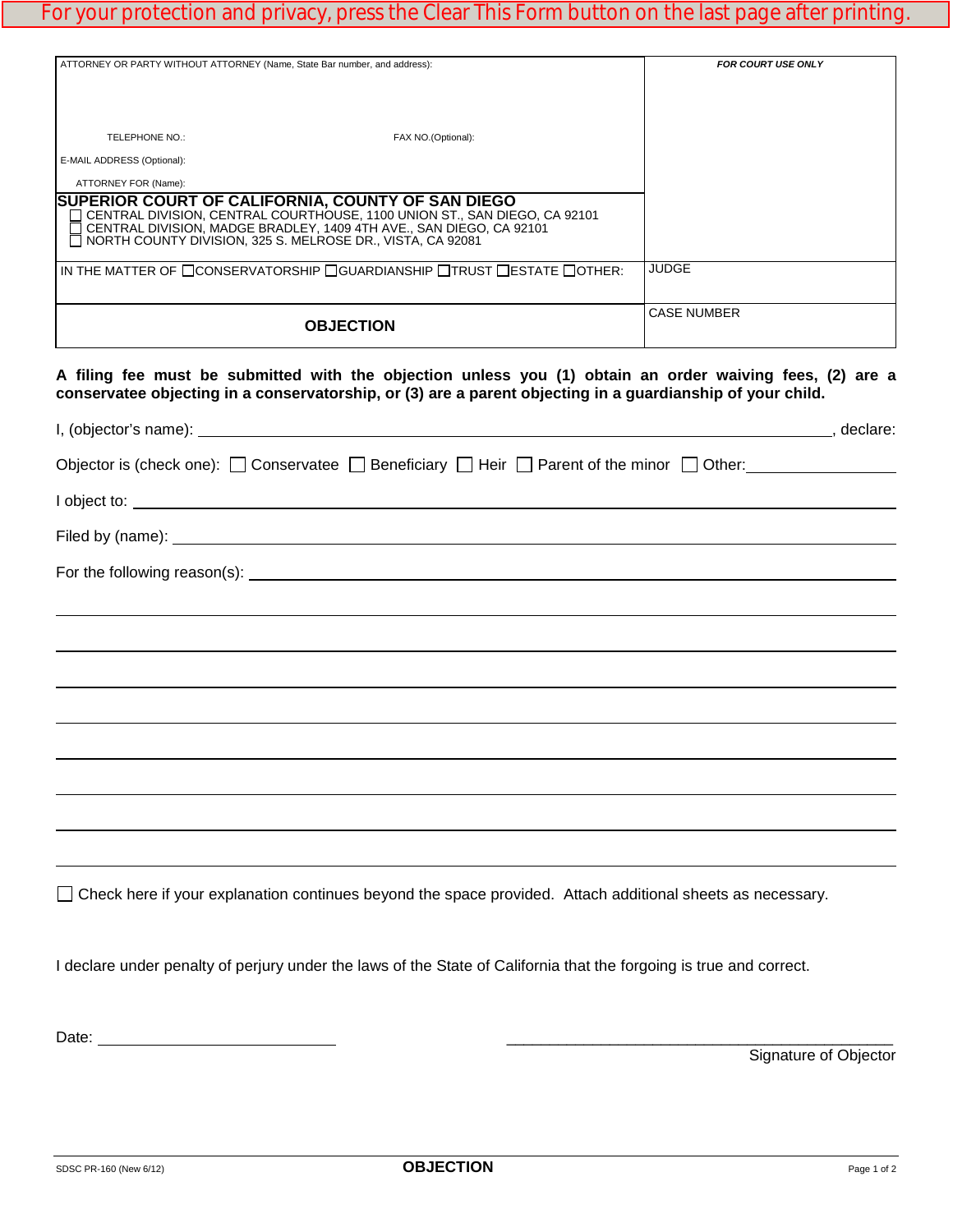For your protection and privacy, press the Clear This Form button on the last page after printing.

| ATTORNEY OR PARTY WITHOUT ATTORNEY (Name, State Bar number, and address): | FOR COURT USE ONLY |
|---|---|
| TELEPHONE NO.: FAX NO.(Optional): | |
| E-MAIL ADDRESS (Optional): | |
| ATTORNEY FOR (Name): | |
| **SUPERIOR COURT OF CALIFORNIA, COUNTY OF SAN DIEGO**<br>☐ CENTRAL DIVISION, CENTRAL COURTHOUSE, 1100 UNION ST., SAN DIEGO, CA 92101<br>☐ CENTRAL DIVISION, MADGE BRADLEY, 1409 4TH AVE., SAN DIEGO, CA 92101<br>☐ NORTH COUNTY DIVISION, 325 S. MELROSE DR., VISTA, CA 92081 | |
| IN THE MATTER OF ☐CONSERVATORSHIP ☐GUARDIANSHIP ☐TRUST ☐ESTATE ☐OTHER: | JUDGE |
| **OBJECTION** | CASE NUMBER |

**A filing fee must be submitted with the objection unless you (1) obtain an order waiving fees, (2) are a conservatee objecting in a conservatorship, or (3) are a parent objecting in a guardianship of your child.**

I, (objector's name): ______________________________, declare:

Objector is (check one): ☐ Conservatee ☐ Beneficiary ☐ Heir ☐ Parent of the minor ☐ Other: ____________

I object to: ______________________________

Filed by (name): ______________________________

For the following reason(s): ______________________________

______________________________

______________________________

______________________________

______________________________

______________________________

______________________________

______________________________

______________________________

☐ Check here if your explanation continues beyond the space provided. Attach additional sheets as necessary.

I declare under penalty of perjury under the laws of the State of California that the forgoing is true and correct.

Date: ____________________

______________________________
Signature of Objector

SDSC PR-160 (New 6/12) **OBJECTION**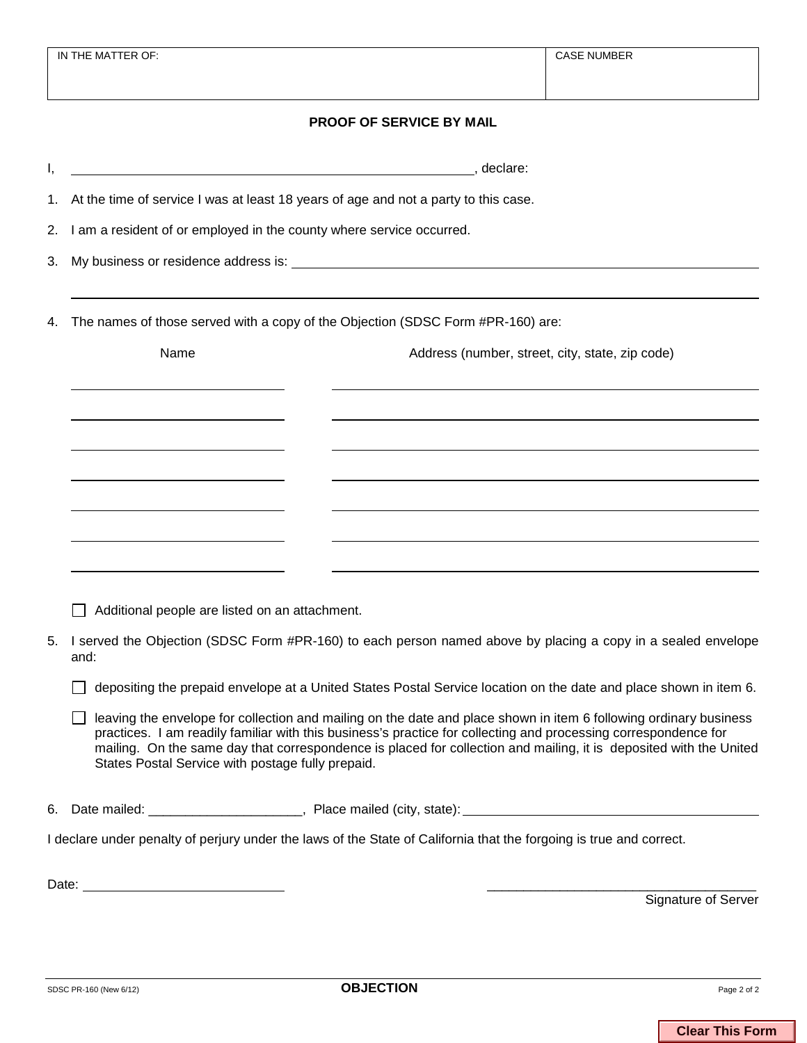| IN THE MATTER OF: | CASE NUMBER |
|---|---|
| | |

## PROOF OF SERVICE BY MAIL

I, ______________________________, declare:

1. At the time of service I was at least 18 years of age and not a party to this case.
2. I am a resident of or employed in the county where service occurred.
3. My business or residence address is: ______________________________

   ______________________________

4. The names of those served with a copy of the Objection (SDSC Form #PR-160) are:

| Name | Address (number, street, city, state, zip code) |
|---|---|
| | |
| | |
| | |
| | |
| | |
| | |
| | |

☐ Additional people are listed on an attachment.

5. I served the Objection (SDSC Form #PR-160) to each person named above by placing a copy in a sealed envelope and:

   ☐ depositing the prepaid envelope at a United States Postal Service location on the date and place shown in item 6.

   ☐ leaving the envelope for collection and mailing on the date and place shown in item 6 following ordinary business practices. I am readily familiar with this business's practice for collecting and processing correspondence for mailing. On the same day that correspondence is placed for collection and mailing, it is deposited with the United States Postal Service with postage fully prepaid.

6. Date mailed: ____________________, Place mailed (city, state): ______________________________

I declare under penalty of perjury under the laws of the State of California that the forgoing is true and correct.

Date: ____________________

______________________________
Signature of Server

SDSC PR-160 (New 6/12) **OBJECTION**

Clear This Form